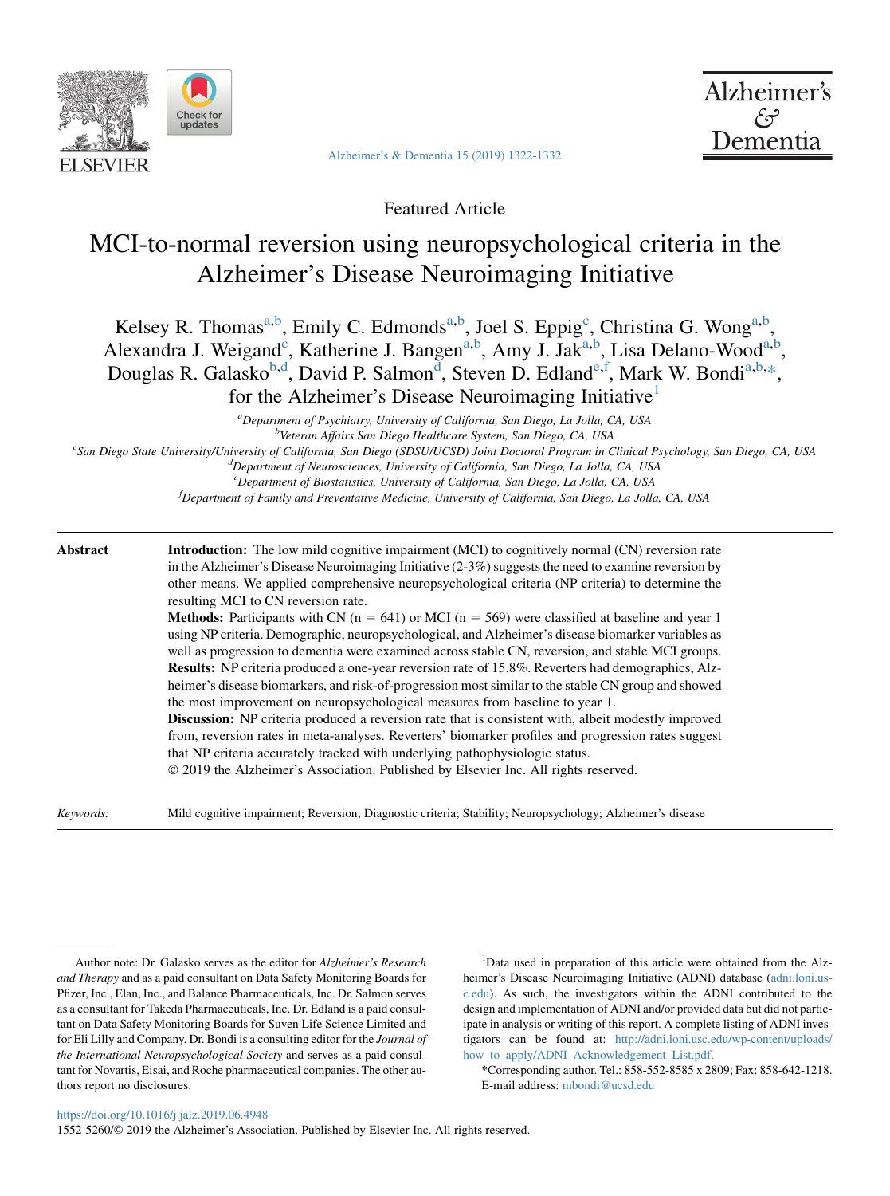Featured Article

# MCI-to-normal reversion using neuropsychological criteria in the Alzheimer's Disease Neuroimaging Initiative

Kelsey R. Thomas[a,b], Emily C. Edmonds[a,b], Joel S. Eppig[c], Christina G. Wong[a,b], Alexandra J. Weigand[c], Katherine J. Bangen[a,b], Amy J. Jak[a,b], Lisa Delano-Wood[a,b], Douglas R. Galasko[b,d], David P. Salmon[d], Steven D. Edland[e,f], Mark W. Bondi[a,b,*], for the Alzheimer's Disease Neuroimaging Initiative[1]

[a]*Department of Psychiatry, University of California, San Diego, La Jolla, CA, USA*
[b]*Veteran Affairs San Diego Healthcare System, San Diego, CA, USA*
[c]*San Diego State University/University of California, San Diego (SDSU/UCSD) Joint Doctoral Program in Clinical Psychology, San Diego, CA, USA*
[d]*Department of Neurosciences, University of California, San Diego, La Jolla, CA, USA*
[e]*Department of Biostatistics, University of California, San Diego, La Jolla, CA, USA*
[f]*Department of Family and Preventative Medicine, University of California, San Diego, La Jolla, CA, USA*

---

**Abstract**

**Introduction:** The low mild cognitive impairment (MCI) to cognitively normal (CN) reversion rate in the Alzheimer's Disease Neuroimaging Initiative (2-3%) suggests the need to examine reversion by other means. We applied comprehensive neuropsychological criteria (NP criteria) to determine the resulting MCI to CN reversion rate.

**Methods:** Participants with CN (n = 641) or MCI (n = 569) were classified at baseline and year 1 using NP criteria. Demographic, neuropsychological, and Alzheimer's disease biomarker variables as well as progression to dementia were examined across stable CN, reversion, and stable MCI groups.

**Results:** NP criteria produced a one-year reversion rate of 15.8%. Reverters had demographics, Alzheimer's disease biomarkers, and risk-of-progression most similar to the stable CN group and showed the most improvement on neuropsychological measures from baseline to year 1.

**Discussion:** NP criteria produced a reversion rate that is consistent with, albeit modestly improved from, reversion rates in meta-analyses. Reverters' biomarker profiles and progression rates suggest that NP criteria accurately tracked with underlying pathophysiologic status.

© 2019 the Alzheimer's Association. Published by Elsevier Inc. All rights reserved.

*Keywords:* Mild cognitive impairment; Reversion; Diagnostic criteria; Stability; Neuropsychology; Alzheimer's disease

---

Author note: Dr. Galasko serves as the editor for *Alzheimer's Research and Therapy* and as a paid consultant on Data Safety Monitoring Boards for Pfizer, Inc., Elan, Inc., and Balance Pharmaceuticals, Inc. Dr. Salmon serves as a consultant for Takeda Pharmaceuticals, Inc. Dr. Edland is a paid consultant on Data Safety Monitoring Boards for Suven Life Science Limited and for Eli Lilly and Company. Dr. Bondi is a consulting editor for the *Journal of the International Neuropsychological Society* and serves as a paid consultant for Novartis, Eisai, and Roche pharmaceutical companies. The other authors report no disclosures.

[1]Data used in preparation of this article were obtained from the Alzheimer's Disease Neuroimaging Initiative (ADNI) database (adni.loni.usc.edu). As such, the investigators within the ADNI contributed to the design and implementation of ADNI and/or provided data but did not participate in analysis or writing of this report. A complete listing of ADNI investigators can be found at: http://adni.loni.usc.edu/wp-content/uploads/how_to_apply/ADNI_Acknowledgement_List.pdf.

*Corresponding author. Tel.: 858-552-8585 x 2809; Fax: 858-642-1218.
E-mail address: mbondi@ucsd.edu

https://doi.org/10.1016/j.jalz.2019.06.4948
1552-5260/© 2019 the Alzheimer's Association. Published by Elsevier Inc. All rights reserved.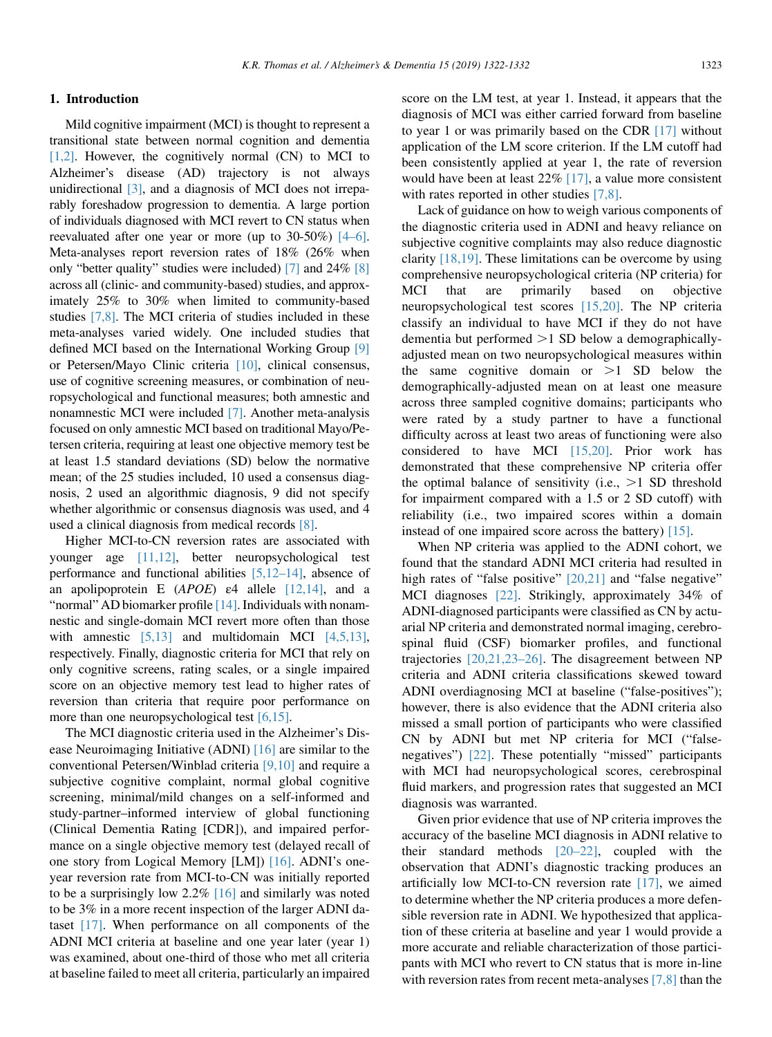## 1. Introduction

Mild cognitive impairment (MCI) is thought to represent a transitional state between normal cognition and dementia [1,2]. However, the cognitively normal (CN) to MCI to Alzheimer's disease (AD) trajectory is not always unidirectional [3], and a diagnosis of MCI does not irreparably foreshadow progression to dementia. A large portion of individuals diagnosed with MCI revert to CN status when reevaluated after one year or more (up to 30-50%) [4–6]. Meta-analyses report reversion rates of 18% (26% when only "better quality" studies were included) [7] and 24% [8] across all (clinic- and community-based) studies, and approximately 25% to 30% when limited to community-based studies [7,8]. The MCI criteria of studies included in these meta-analyses varied widely. One included studies that defined MCI based on the International Working Group [9] or Petersen/Mayo Clinic criteria [10], clinical consensus, use of cognitive screening measures, or combination of neuropsychological and functional measures; both amnestic and nonamnestic MCI were included [7]. Another meta-analysis focused on only amnestic MCI based on traditional Mayo/Petersen criteria, requiring at least one objective memory test be at least 1.5 standard deviations (SD) below the normative mean; of the 25 studies included, 10 used a consensus diagnosis, 2 used an algorithmic diagnosis, 9 did not specify whether algorithmic or consensus diagnosis was used, and 4 used a clinical diagnosis from medical records [8].

Higher MCI-to-CN reversion rates are associated with younger age [11,12], better neuropsychological test performance and functional abilities [5,12–14], absence of an apolipoprotein E (*APOE*) ε4 allele [12,14], and a "normal" AD biomarker profile [14]. Individuals with nonamnestic and single-domain MCI revert more often than those with amnestic [5,13] and multidomain MCI [4,5,13], respectively. Finally, diagnostic criteria for MCI that rely on only cognitive screens, rating scales, or a single impaired score on an objective memory test lead to higher rates of reversion than criteria that require poor performance on more than one neuropsychological test [6,15].

The MCI diagnostic criteria used in the Alzheimer's Disease Neuroimaging Initiative (ADNI) [16] are similar to the conventional Petersen/Winblad criteria [9,10] and require a subjective cognitive complaint, normal global cognitive screening, minimal/mild changes on a self-informed and study-partner–informed interview of global functioning (Clinical Dementia Rating [CDR]), and impaired performance on a single objective memory test (delayed recall of one story from Logical Memory [LM]) [16]. ADNI's one-year reversion rate from MCI-to-CN was initially reported to be a surprisingly low 2.2% [16] and similarly was noted to be 3% in a more recent inspection of the larger ADNI dataset [17]. When performance on all components of the ADNI MCI criteria at baseline and one year later (year 1) was examined, about one-third of those who met all criteria at baseline failed to meet all criteria, particularly an impaired score on the LM test, at year 1. Instead, it appears that the diagnosis of MCI was either carried forward from baseline to year 1 or was primarily based on the CDR [17] without application of the LM score criterion. If the LM cutoff had been consistently applied at year 1, the rate of reversion would have been at least 22% [17], a value more consistent with rates reported in other studies [7,8].

Lack of guidance on how to weigh various components of the diagnostic criteria used in ADNI and heavy reliance on subjective cognitive complaints may also reduce diagnostic clarity [18,19]. These limitations can be overcome by using comprehensive neuropsychological criteria (NP criteria) for MCI that are primarily based on objective neuropsychological test scores [15,20]. The NP criteria classify an individual to have MCI if they do not have dementia but performed >1 SD below a demographically-adjusted mean on two neuropsychological measures within the same cognitive domain or >1 SD below the demographically-adjusted mean on at least one measure across three sampled cognitive domains; participants who were rated by a study partner to have a functional difficulty across at least two areas of functioning were also considered to have MCI [15,20]. Prior work has demonstrated that these comprehensive NP criteria offer the optimal balance of sensitivity (i.e., >1 SD threshold for impairment compared with a 1.5 or 2 SD cutoff) with reliability (i.e., two impaired scores within a domain instead of one impaired score across the battery) [15].

When NP criteria was applied to the ADNI cohort, we found that the standard ADNI MCI criteria had resulted in high rates of "false positive" [20,21] and "false negative" MCI diagnoses [22]. Strikingly, approximately 34% of ADNI-diagnosed participants were classified as CN by actuarial NP criteria and demonstrated normal imaging, cerebrospinal fluid (CSF) biomarker profiles, and functional trajectories [20,21,23–26]. The disagreement between NP criteria and ADNI criteria classifications skewed toward ADNI overdiagnosing MCI at baseline ("false-positives"); however, there is also evidence that the ADNI criteria also missed a small portion of participants who were classified CN by ADNI but met NP criteria for MCI ("false-negatives") [22]. These potentially "missed" participants with MCI had neuropsychological scores, cerebrospinal fluid markers, and progression rates that suggested an MCI diagnosis was warranted.

Given prior evidence that use of NP criteria improves the accuracy of the baseline MCI diagnosis in ADNI relative to their standard methods [20–22], coupled with the observation that ADNI's diagnostic tracking produces an artificially low MCI-to-CN reversion rate [17], we aimed to determine whether the NP criteria produces a more defensible reversion rate in ADNI. We hypothesized that application of these criteria at baseline and year 1 would provide a more accurate and reliable characterization of those participants with MCI who revert to CN status that is more in-line with reversion rates from recent meta-analyses [7,8] than the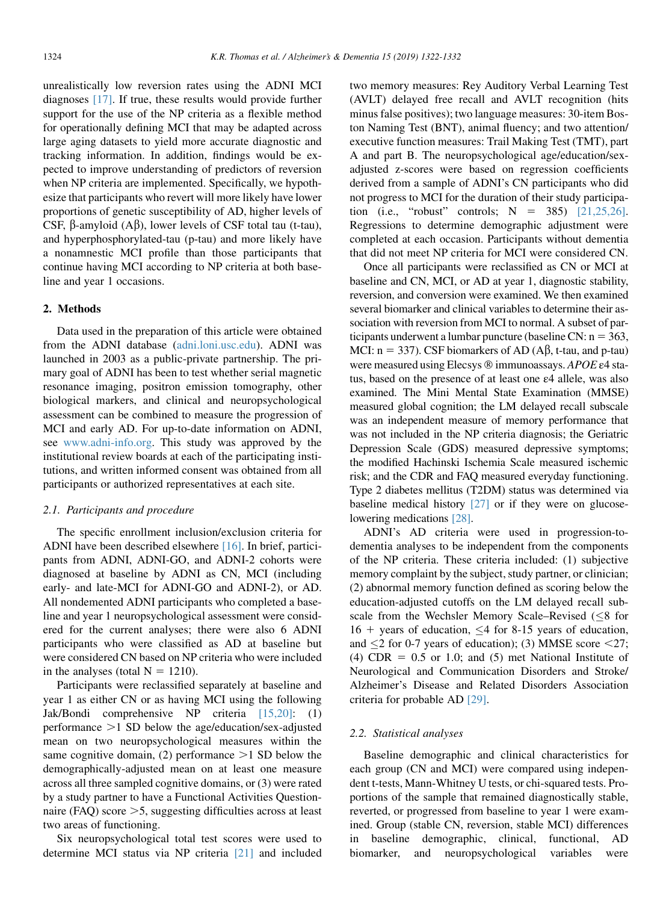unrealistically low reversion rates using the ADNI MCI diagnoses [17]. If true, these results would provide further support for the use of the NP criteria as a flexible method for operationally defining MCI that may be adapted across large aging datasets to yield more accurate diagnostic and tracking information. In addition, findings would be expected to improve understanding of predictors of reversion when NP criteria are implemented. Specifically, we hypothesize that participants who revert will more likely have lower proportions of genetic susceptibility of AD, higher levels of CSF, β-amyloid (Aβ), lower levels of CSF total tau (t-tau), and hyperphosphorylated-tau (p-tau) and more likely have a nonamnestic MCI profile than those participants that continue having MCI according to NP criteria at both baseline and year 1 occasions.

## 2. Methods

Data used in the preparation of this article were obtained from the ADNI database (adni.loni.usc.edu). ADNI was launched in 2003 as a public-private partnership. The primary goal of ADNI has been to test whether serial magnetic resonance imaging, positron emission tomography, other biological markers, and clinical and neuropsychological assessment can be combined to measure the progression of MCI and early AD. For up-to-date information on ADNI, see www.adni-info.org. This study was approved by the institutional review boards at each of the participating institutions, and written informed consent was obtained from all participants or authorized representatives at each site.

### 2.1. Participants and procedure

The specific enrollment inclusion/exclusion criteria for ADNI have been described elsewhere [16]. In brief, participants from ADNI, ADNI-GO, and ADNI-2 cohorts were diagnosed at baseline by ADNI as CN, MCI (including early- and late-MCI for ADNI-GO and ADNI-2), or AD. All nondemented ADNI participants who completed a baseline and year 1 neuropsychological assessment were considered for the current analyses; there were also 6 ADNI participants who were classified as AD at baseline but were considered CN based on NP criteria who were included in the analyses (total N = 1210).

Participants were reclassified separately at baseline and year 1 as either CN or as having MCI using the following Jak/Bondi comprehensive NP criteria [15,20]: (1) performance >1 SD below the age/education/sex-adjusted mean on two neuropsychological measures within the same cognitive domain, (2) performance >1 SD below the demographically-adjusted mean on at least one measure across all three sampled cognitive domains, or (3) were rated by a study partner to have a Functional Activities Questionnaire (FAQ) score >5, suggesting difficulties across at least two areas of functioning.

Six neuropsychological total test scores were used to determine MCI status via NP criteria [21] and included two memory measures: Rey Auditory Verbal Learning Test (AVLT) delayed free recall and AVLT recognition (hits minus false positives); two language measures: 30-item Boston Naming Test (BNT), animal fluency; and two attention/executive function measures: Trail Making Test (TMT), part A and part B. The neuropsychological age/education/sex-adjusted z-scores were based on regression coefficients derived from a sample of ADNI's CN participants who did not progress to MCI for the duration of their study participation (i.e., "robust" controls; N = 385) [21,25,26]. Regressions to determine demographic adjustment were completed at each occasion. Participants without dementia that did not meet NP criteria for MCI were considered CN.

Once all participants were reclassified as CN or MCI at baseline and CN, MCI, or AD at year 1, diagnostic stability, reversion, and conversion were examined. We then examined several biomarker and clinical variables to determine their association with reversion from MCI to normal. A subset of participants underwent a lumbar puncture (baseline CN: n = 363, MCI: n = 337). CSF biomarkers of AD (Aβ, t-tau, and p-tau) were measured using Elecsys® immunoassays. *APOE* ε4 status, based on the presence of at least one ε4 allele, was also examined. The Mini Mental State Examination (MMSE) measured global cognition; the LM delayed recall subscale was an independent measure of memory performance that was not included in the NP criteria diagnosis; the Geriatric Depression Scale (GDS) measured depressive symptoms; the modified Hachinski Ischemia Scale measured ischemic risk; and the CDR and FAQ measured everyday functioning. Type 2 diabetes mellitus (T2DM) status was determined via baseline medical history [27] or if they were on glucose-lowering medications [28].

ADNI's AD criteria were used in progression-to-dementia analyses to be independent from the components of the NP criteria. These criteria included: (1) subjective memory complaint by the subject, study partner, or clinician; (2) abnormal memory function defined as scoring below the education-adjusted cutoffs on the LM delayed recall subscale from the Wechsler Memory Scale–Revised (≤8 for 16 + years of education, ≤4 for 8-15 years of education, and ≤2 for 0-7 years of education); (3) MMSE score <27; (4) CDR = 0.5 or 1.0; and (5) met National Institute of Neurological and Communication Disorders and Stroke/Alzheimer's Disease and Related Disorders Association criteria for probable AD [29].

### 2.2. Statistical analyses

Baseline demographic and clinical characteristics for each group (CN and MCI) were compared using independent t-tests, Mann-Whitney U tests, or chi-squared tests. Proportions of the sample that remained diagnostically stable, reverted, or progressed from baseline to year 1 were examined. Group (stable CN, reversion, stable MCI) differences in baseline demographic, clinical, functional, AD biomarker, and neuropsychological variables were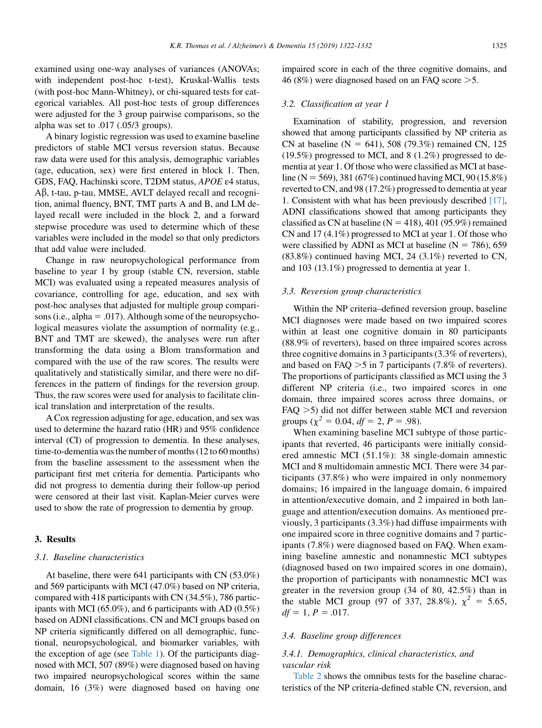examined using one-way analyses of variances (ANOVAs; with independent post-hoc t-test), Kruskal-Wallis tests (with post-hoc Mann-Whitney), or chi-squared tests for categorical variables. All post-hoc tests of group differences were adjusted for the 3 group pairwise comparisons, so the alpha was set to .017 (.05/3 groups).

A binary logistic regression was used to examine baseline predictors of stable MCI versus reversion status. Because raw data were used for this analysis, demographic variables (age, education, sex) were first entered in block 1. Then, GDS, FAQ, Hachinski score, T2DM status, *APOE* ε4 status, Aβ, t-tau, p-tau, MMSE, AVLT delayed recall and recognition, animal fluency, BNT, TMT parts A and B, and LM delayed recall were included in the block 2, and a forward stepwise procedure was used to determine which of these variables were included in the model so that only predictors that add value were included.

Change in raw neuropsychological performance from baseline to year 1 by group (stable CN, reversion, stable MCI) was evaluated using a repeated measures analysis of covariance, controlling for age, education, and sex with post-hoc analyses that adjusted for multiple group comparisons (i.e., alpha = .017). Although some of the neuropsychological measures violate the assumption of normality (e.g., BNT and TMT are skewed), the analyses were run after transforming the data using a Blom transformation and compared with the use of the raw scores. The results were qualitatively and statistically similar, and there were no differences in the pattern of findings for the reversion group. Thus, the raw scores were used for analysis to facilitate clinical translation and interpretation of the results.

A Cox regression adjusting for age, education, and sex was used to determine the hazard ratio (HR) and 95% confidence interval (CI) of progression to dementia. In these analyses, time-to-dementia was the number of months (12 to 60 months) from the baseline assessment to the assessment when the participant first met criteria for dementia. Participants who did not progress to dementia during their follow-up period were censored at their last visit. Kaplan-Meier curves were used to show the rate of progression to dementia by group.

## 3. Results

### 3.1. Baseline characteristics

At baseline, there were 641 participants with CN (53.0%) and 569 participants with MCI (47.0%) based on NP criteria, compared with 418 participants with CN (34.5%), 786 participants with MCI (65.0%), and 6 participants with AD (0.5%) based on ADNI classifications. CN and MCI groups based on NP criteria significantly differed on all demographic, functional, neuropsychological, and biomarker variables, with the exception of age (see Table 1). Of the participants diagnosed with MCI, 507 (89%) were diagnosed based on having two impaired neuropsychological scores within the same domain, 16 (3%) were diagnosed based on having one impaired score in each of the three cognitive domains, and 46 (8%) were diagnosed based on an FAQ score >5.

### 3.2. Classification at year 1

Examination of stability, progression, and reversion showed that among participants classified by NP criteria as CN at baseline (N = 641), 508 (79.3%) remained CN, 125 (19.5%) progressed to MCI, and 8 (1.2%) progressed to dementia at year 1. Of those who were classified as MCI at baseline (N = 569), 381 (67%) continued having MCI, 90 (15.8%) reverted to CN, and 98 (17.2%) progressed to dementia at year 1. Consistent with what has been previously described [17], ADNI classifications showed that among participants they classified as CN at baseline (N = 418), 401 (95.9%) remained CN and 17 (4.1%) progressed to MCI at year 1. Of those who were classified by ADNI as MCI at baseline (N = 786), 659 (83.8%) continued having MCI, 24 (3.1%) reverted to CN, and 103 (13.1%) progressed to dementia at year 1.

### 3.3. Reversion group characteristics

Within the NP criteria–defined reversion group, baseline MCI diagnoses were made based on two impaired scores within at least one cognitive domain in 80 participants (88.9% of reverters), based on three impaired scores across three cognitive domains in 3 participants (3.3% of reverters), and based on FAQ >5 in 7 participants (7.8% of reverters). The proportions of participants classified as MCI using the 3 different NP criteria (i.e., two impaired scores in one domain, three impaired scores across three domains, or FAQ >5) did not differ between stable MCI and reversion groups ($\chi^2$ = 0.04, *df* = 2, *P* = .98).

When examining baseline MCI subtype of those participants that reverted, 46 participants were initially considered amnestic MCI (51.1%): 38 single-domain amnestic MCI and 8 multidomain amnestic MCI. There were 34 participants (37.8%) who were impaired in only nonmemory domains; 16 impaired in the language domain, 6 impaired in attention/executive domain, and 2 impaired in both language and attention/execution domains. As mentioned previously, 3 participants (3.3%) had diffuse impairments with one impaired score in three cognitive domains and 7 participants (7.8%) were diagnosed based on FAQ. When examining baseline amnestic and nonamnestic MCI subtypes (diagnosed based on two impaired scores in one domain), the proportion of participants with nonamnestic MCI was greater in the reversion group (34 of 80, 42.5%) than in the stable MCI group (97 of 337, 28.8%), $\chi^2$ = 5.65, *df* = 1, *P* = .017.

### 3.4. Baseline group differences

#### 3.4.1. Demographics, clinical characteristics, and vascular risk

Table 2 shows the omnibus tests for the baseline characteristics of the NP criteria-defined stable CN, reversion, and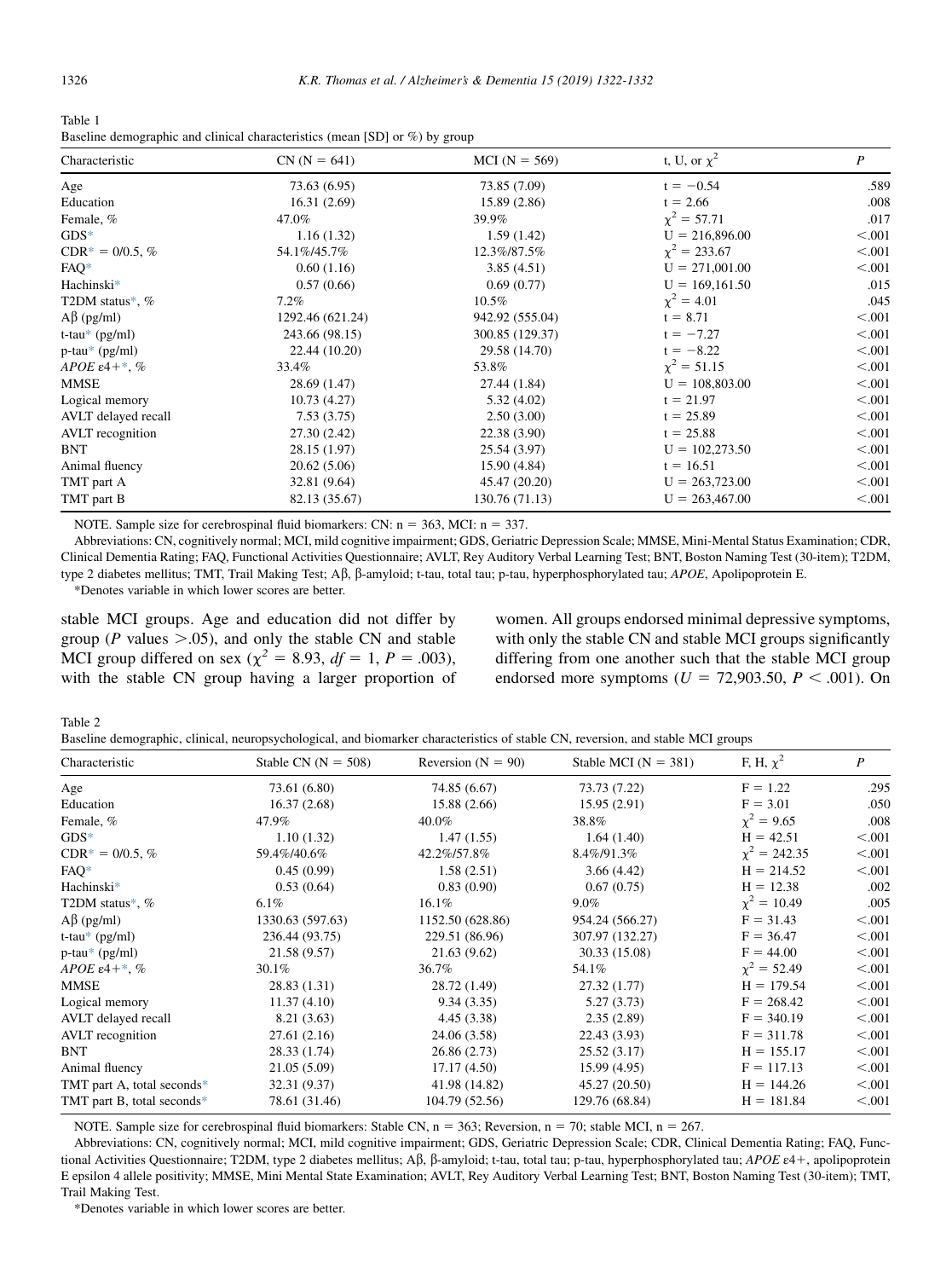Table 1
Baseline demographic and clinical characteristics (mean [SD] or %) by group

| Characteristic | CN (N = 641) | MCI (N = 569) | t, U, or $\chi^2$ | *P* |
|---|---|---|---|---|
| Age | 73.63 (6.95) | 73.85 (7.09) | t = −0.54 | .589 |
| Education | 16.31 (2.69) | 15.89 (2.86) | t = 2.66 | .008 |
| Female, % | 47.0% | 39.9% | $\chi^2$ = 57.71 | .017 |
| GDS* | 1.16 (1.32) | 1.59 (1.42) | U = 216,896.00 | <.001 |
| CDR* = 0/0.5, % | 54.1%/45.7% | 12.3%/87.5% | $\chi^2$ = 233.67 | <.001 |
| FAQ* | 0.60 (1.16) | 3.85 (4.51) | U = 271,001.00 | <.001 |
| Hachinski* | 0.57 (0.66) | 0.69 (0.77) | U = 169,161.50 | .015 |
| T2DM status*, % | 7.2% | 10.5% | $\chi^2$ = 4.01 | .045 |
| Aβ (pg/ml) | 1292.46 (621.24) | 942.92 (555.04) | t = 8.71 | <.001 |
| t-tau* (pg/ml) | 243.66 (98.15) | 300.85 (129.37) | t = −7.27 | <.001 |
| p-tau* (pg/ml) | 22.44 (10.20) | 29.58 (14.70) | t = −8.22 | <.001 |
| *APOE* ε4+*, % | 33.4% | 53.8% | $\chi^2$ = 51.15 | <.001 |
| MMSE | 28.69 (1.47) | 27.44 (1.84) | U = 108,803.00 | <.001 |
| Logical memory | 10.73 (4.27) | 5.32 (4.02) | t = 21.97 | <.001 |
| AVLT delayed recall | 7.53 (3.75) | 2.50 (3.00) | t = 25.89 | <.001 |
| AVLT recognition | 27.30 (2.42) | 22.38 (3.90) | t = 25.88 | <.001 |
| BNT | 28.15 (1.97) | 25.54 (3.97) | U = 102,273.50 | <.001 |
| Animal fluency | 20.62 (5.06) | 15.90 (4.84) | t = 16.51 | <.001 |
| TMT part A | 32.81 (9.64) | 45.47 (20.20) | U = 263,723.00 | <.001 |
| TMT part B | 82.13 (35.67) | 130.76 (71.13) | U = 263,467.00 | <.001 |

NOTE. Sample size for cerebrospinal fluid biomarkers: CN: n = 363, MCI: n = 337.

Abbreviations: CN, cognitively normal; MCI, mild cognitive impairment; GDS, Geriatric Depression Scale; MMSE, Mini-Mental Status Examination; CDR, Clinical Dementia Rating; FAQ, Functional Activities Questionnaire; AVLT, Rey Auditory Verbal Learning Test; BNT, Boston Naming Test (30-item); T2DM, type 2 diabetes mellitus; TMT, Trail Making Test; Aβ, β-amyloid; t-tau, total tau; p-tau, hyperphosphorylated tau; *APOE*, Apolipoprotein E.

*Denotes variable in which lower scores are better.

stable MCI groups. Age and education did not differ by group (*P* values >.05), and only the stable CN and stable MCI group differed on sex ($\chi^2$ = 8.93, *df* = 1, *P* = .003), with the stable CN group having a larger proportion of women. All groups endorsed minimal depressive symptoms, with only the stable CN and stable MCI groups significantly differing from one another such that the stable MCI group endorsed more symptoms (*U* = 72,903.50, *P* < .001). On

Table 2
Baseline demographic, clinical, neuropsychological, and biomarker characteristics of stable CN, reversion, and stable MCI groups

| Characteristic | Stable CN (N = 508) | Reversion (N = 90) | Stable MCI (N = 381) | F, H, $\chi^2$ | *P* |
|---|---|---|---|---|---|
| Age | 73.61 (6.80) | 74.85 (6.67) | 73.73 (7.22) | F = 1.22 | .295 |
| Education | 16.37 (2.68) | 15.88 (2.66) | 15.95 (2.91) | F = 3.01 | .050 |
| Female, % | 47.9% | 40.0% | 38.8% | $\chi^2$ = 9.65 | .008 |
| GDS* | 1.10 (1.32) | 1.47 (1.55) | 1.64 (1.40) | H = 42.51 | <.001 |
| CDR* = 0/0.5, % | 59.4%/40.6% | 42.2%/57.8% | 8.4%/91.3% | $\chi^2$ = 242.35 | <.001 |
| FAQ* | 0.45 (0.99) | 1.58 (2.51) | 3.66 (4.42) | H = 214.52 | <.001 |
| Hachinski* | 0.53 (0.64) | 0.83 (0.90) | 0.67 (0.75) | H = 12.38 | .002 |
| T2DM status*, % | 6.1% | 16.1% | 9.0% | $\chi^2$ = 10.49 | .005 |
| Aβ (pg/ml) | 1330.63 (597.63) | 1152.50 (628.86) | 954.24 (566.27) | F = 31.43 | <.001 |
| t-tau* (pg/ml) | 236.44 (93.75) | 229.51 (86.96) | 307.97 (132.27) | F = 36.47 | <.001 |
| p-tau* (pg/ml) | 21.58 (9.57) | 21.63 (9.62) | 30.33 (15.08) | F = 44.00 | <.001 |
| *APOE* ε4+*, % | 30.1% | 36.7% | 54.1% | $\chi^2$ = 52.49 | <.001 |
| MMSE | 28.83 (1.31) | 28.72 (1.49) | 27.32 (1.77) | H = 179.54 | <.001 |
| Logical memory | 11.37 (4.10) | 9.34 (3.35) | 5.27 (3.73) | F = 268.42 | <.001 |
| AVLT delayed recall | 8.21 (3.63) | 4.45 (3.38) | 2.35 (2.89) | F = 340.19 | <.001 |
| AVLT recognition | 27.61 (2.16) | 24.06 (3.58) | 22.43 (3.93) | F = 311.78 | <.001 |
| BNT | 28.33 (1.74) | 26.86 (2.73) | 25.52 (3.17) | H = 155.17 | <.001 |
| Animal fluency | 21.05 (5.09) | 17.17 (4.50) | 15.99 (4.95) | F = 117.13 | <.001 |
| TMT part A, total seconds* | 32.31 (9.37) | 41.98 (14.82) | 45.27 (20.50) | H = 144.26 | <.001 |
| TMT part B, total seconds* | 78.61 (31.46) | 104.79 (52.56) | 129.76 (68.84) | H = 181.84 | <.001 |

NOTE. Sample size for cerebrospinal fluid biomarkers: Stable CN, n = 363; Reversion, n = 70; stable MCI, n = 267.

Abbreviations: CN, cognitively normal; MCI, mild cognitive impairment; GDS, Geriatric Depression Scale; CDR, Clinical Dementia Rating; FAQ, Functional Activities Questionnaire; T2DM, type 2 diabetes mellitus; Aβ, β-amyloid; t-tau, total tau; p-tau, hyperphosphorylated tau; *APOE* ε4+, apolipoprotein E epsilon 4 allele positivity; MMSE, Mini Mental State Examination; AVLT, Rey Auditory Verbal Learning Test; BNT, Boston Naming Test (30-item); TMT, Trail Making Test.

*Denotes variable in which lower scores are better.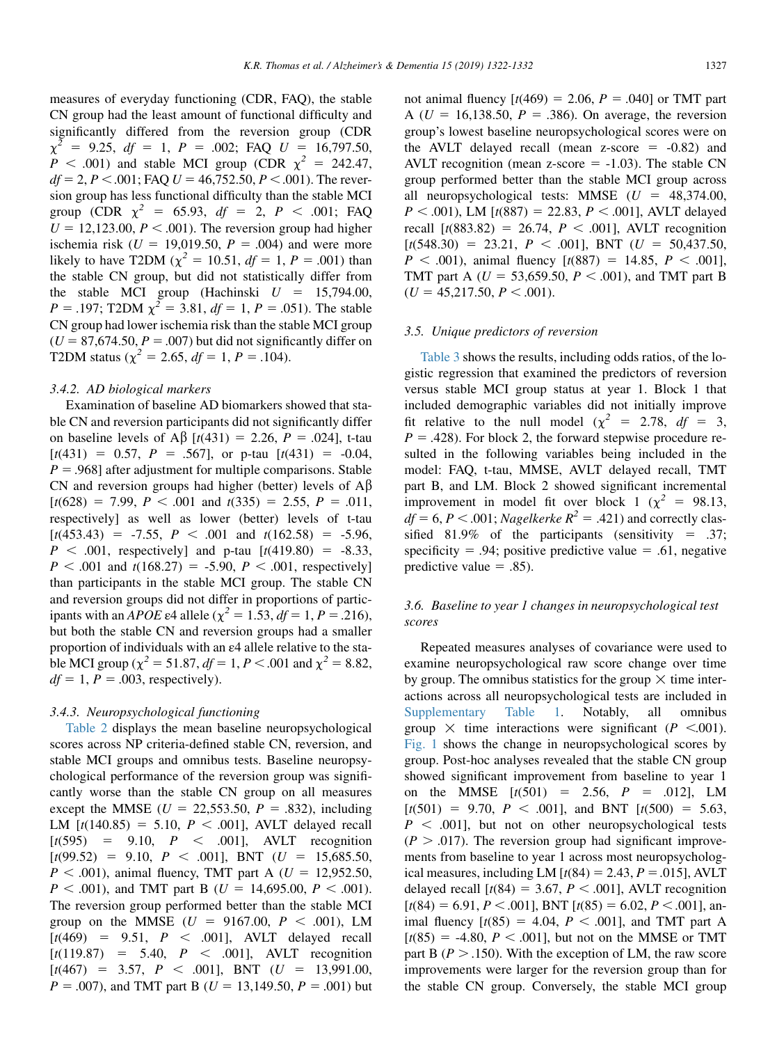measures of everyday functioning (CDR, FAQ), the stable CN group had the least amount of functional difficulty and significantly differed from the reversion group (CDR $\chi^2$ = 9.25, *df* = 1, *P* = .002; FAQ *U* = 16,797.50, *P* < .001) and stable MCI group (CDR $\chi^2$ = 242.47, *df* = 2, *P* < .001; FAQ *U* = 46,752.50, *P* < .001). The reversion group has less functional difficulty than the stable MCI group (CDR $\chi^2$ = 65.93, *df* = 2, *P* < .001; FAQ *U* = 12,123.00, *P* < .001). The reversion group had higher ischemia risk (*U* = 19,019.50, *P* = .004) and were more likely to have T2DM ($\chi^2$ = 10.51, *df* = 1, *P* = .001) than the stable CN group, but did not statistically differ from the stable MCI group (Hachinski *U* = 15,794.00, *P* = .197; T2DM $\chi^2$ = 3.81, *df* = 1, *P* = .051). The stable CN group had lower ischemia risk than the stable MCI group (*U* = 87,674.50, *P* = .007) but did not significantly differ on T2DM status ($\chi^2$ = 2.65, *df* = 1, *P* = .104).

#### 3.4.2. AD biological markers

Examination of baseline AD biomarkers showed that stable CN and reversion participants did not significantly differ on baseline levels of Aβ [*t*(431) = 2.26, *P* = .024], t-tau [*t*(431) = 0.57, *P* = .567], or p-tau [*t*(431) = -0.04, *P* = .968] after adjustment for multiple comparisons. Stable CN and reversion groups had higher (better) levels of Aβ [*t*(628) = 7.99, *P* < .001 and *t*(335) = 2.55, *P* = .011, respectively] as well as lower (better) levels of t-tau [*t*(453.43) = -7.55, *P* < .001 and *t*(162.58) = -5.96, *P* < .001, respectively] and p-tau [*t*(419.80) = -8.33, *P* < .001 and *t*(168.27) = -5.90, *P* < .001, respectively] than participants in the stable MCI group. The stable CN and reversion groups did not differ in proportions of participants with an *APOE* ε4 allele ($\chi^2$ = 1.53, *df* = 1, *P* = .216), but both the stable CN and reversion groups had a smaller proportion of individuals with an ε4 allele relative to the stable MCI group ($\chi^2$ = 51.87, *df* = 1, *P* < .001 and $\chi^2$ = 8.82, *df* = 1, *P* = .003, respectively).

#### 3.4.3. Neuropsychological functioning

Table 2 displays the mean baseline neuropsychological scores across NP criteria-defined stable CN, reversion, and stable MCI groups and omnibus tests. Baseline neuropsychological performance of the reversion group was significantly worse than the stable CN group on all measures except the MMSE (*U* = 22,553.50, *P* = .832), including LM [*t*(140.85) = 5.10, *P* < .001], AVLT delayed recall [*t*(595) = 9.10, *P* < .001], AVLT recognition [*t*(99.52) = 9.10, *P* < .001], BNT (*U* = 15,685.50, *P* < .001), animal fluency, TMT part A (*U* = 12,952.50, *P* < .001), and TMT part B (*U* = 14,695.00, *P* < .001). The reversion group performed better than the stable MCI group on the MMSE (*U* = 9167.00, *P* < .001), LM [*t*(469) = 9.51, *P* < .001], AVLT delayed recall [*t*(119.87) = 5.40, *P* < .001], AVLT recognition [*t*(467) = 3.57, *P* < .001], BNT (*U* = 13,991.00, *P* = .007), and TMT part B (*U* = 13,149.50, *P* = .001) but not animal fluency [*t*(469) = 2.06, *P* = .040] or TMT part A (*U* = 16,138.50, *P* = .386). On average, the reversion group's lowest baseline neuropsychological scores were on the AVLT delayed recall (mean z-score = -0.82) and AVLT recognition (mean z-score = -1.03). The stable CN group performed better than the stable MCI group across all neuropsychological tests: MMSE (*U* = 48,374.00, *P* < .001), LM [*t*(887) = 22.83, *P* < .001], AVLT delayed recall [*t*(883.82) = 26.74, *P* < .001], AVLT recognition [*t*(548.30) = 23.21, *P* < .001], BNT (*U* = 50,437.50, *P* < .001), animal fluency [*t*(887) = 14.85, *P* < .001], TMT part A (*U* = 53,659.50, *P* < .001), and TMT part B (*U* = 45,217.50, *P* < .001).

### 3.5. Unique predictors of reversion

Table 3 shows the results, including odds ratios, of the logistic regression that examined the predictors of reversion versus stable MCI group status at year 1. Block 1 that included demographic variables did not initially improve fit relative to the null model ($\chi^2$ = 2.78, *df* = 3, *P* = .428). For block 2, the forward stepwise procedure resulted in the following variables being included in the model: FAQ, t-tau, MMSE, AVLT delayed recall, TMT part B, and LM. Block 2 showed significant incremental improvement in model fit over block 1 ($\chi^2$ = 98.13, *df* = 6, *P* < .001; *Nagelkerke* $R^2$ = .421) and correctly classified 81.9% of the participants (sensitivity = .37; specificity = .94; positive predictive value = .61, negative predictive value = .85).

### 3.6. Baseline to year 1 changes in neuropsychological test scores

Repeated measures analyses of covariance were used to examine neuropsychological raw score change over time by group. The omnibus statistics for the group × time interactions across all neuropsychological tests are included in Supplementary Table 1. Notably, all omnibus group × time interactions were significant (*P* <.001). Fig. 1 shows the change in neuropsychological scores by group. Post-hoc analyses revealed that the stable CN group showed significant improvement from baseline to year 1 on the MMSE [*t*(501) = 2.56, *P* = .012], LM [*t*(501) = 9.70, *P* < .001], and BNT [*t*(500) = 5.63, *P* < .001], but not on other neuropsychological tests (*P* > .017). The reversion group had significant improvements from baseline to year 1 across most neuropsychological measures, including LM [*t*(84) = 2.43, *P* = .015], AVLT delayed recall [*t*(84) = 3.67, *P* < .001], AVLT recognition [*t*(84) = 6.91, *P* < .001], BNT [*t*(85) = 6.02, *P* < .001], animal fluency [*t*(85) = 4.04, *P* < .001], and TMT part A [*t*(85) = -4.80, *P* < .001], but not on the MMSE or TMT part B (*P* > .150). With the exception of LM, the raw score improvements were larger for the reversion group than for the stable CN group. Conversely, the stable MCI group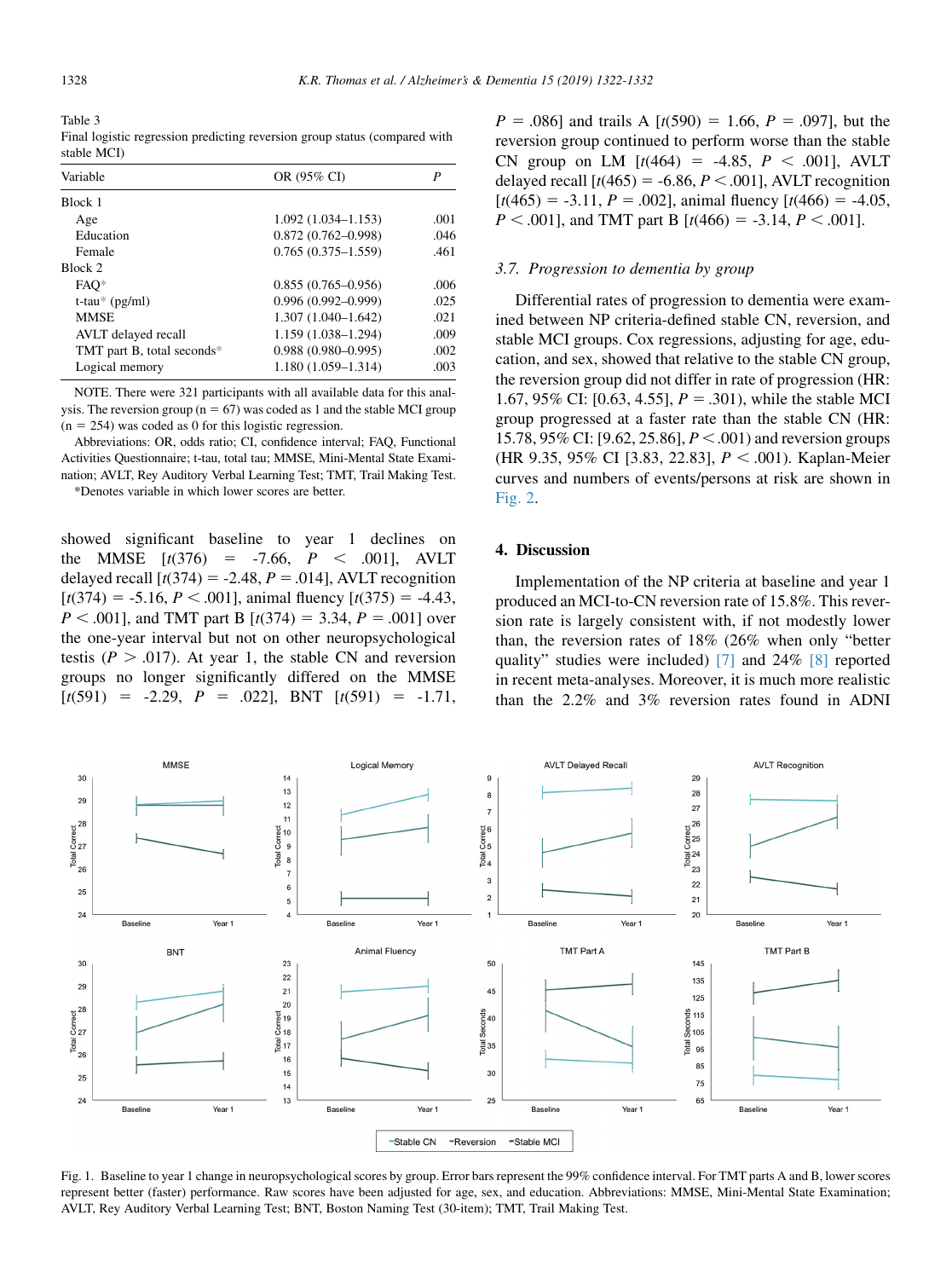Table 3

Final logistic regression predicting reversion group status (compared with stable MCI)

| Variable | OR (95% CI) | P |
|---|---|---|
| Block 1 | | |
| Age | 1.092 (1.034–1.153) | .001 |
| Education | 0.872 (0.762–0.998) | .046 |
| Female | 0.765 (0.375–1.559) | .461 |
| Block 2 | | |
| FAQ* | 0.855 (0.765–0.956) | .006 |
| t-tau* (pg/ml) | 0.996 (0.992–0.999) | .025 |
| MMSE | 1.307 (1.040–1.642) | .021 |
| AVLT delayed recall | 1.159 (1.038–1.294) | .009 |
| TMT part B, total seconds* | 0.988 (0.980–0.995) | .002 |
| Logical memory | 1.180 (1.059–1.314) | .003 |

NOTE. There were 321 participants with all available data for this analysis. The reversion group (n = 67) was coded as 1 and the stable MCI group (n = 254) was coded as 0 for this logistic regression.

Abbreviations: OR, odds ratio; CI, confidence interval; FAQ, Functional Activities Questionnaire; t-tau, total tau; MMSE, Mini-Mental State Examination; AVLT, Rey Auditory Verbal Learning Test; TMT, Trail Making Test.

*Denotes variable in which lower scores are better.

showed significant baseline to year 1 declines on the MMSE [$t(376)$ = -7.66, $P < .001$], AVLT delayed recall [$t(374)$ = -2.48, $P$ = .014], AVLT recognition [$t(374)$ = -5.16, $P < .001$], animal fluency [$t(375)$ = -4.43, $P < .001$], and TMT part B [$t(374)$ = 3.34, $P$ = .001] over the one-year interval but not on other neuropsychological testis ($P > .017$). At year 1, the stable CN and reversion groups no longer significantly differed on the MMSE [$t(591)$ = -2.29, $P$ = .022], BNT [$t(591)$ = -1.71, $P$ = .086] and trails A [$t(590)$ = 1.66, $P$ = .097], but the reversion group continued to perform worse than the stable CN group on LM [$t(464)$ = -4.85, $P < .001$], AVLT delayed recall [$t(465)$ = -6.86, $P < .001$], AVLT recognition [$t(465)$ = -3.11, $P$ = .002], animal fluency [$t(466)$ = -4.05, $P < .001$], and TMT part B [$t(466)$ = -3.14, $P < .001$].

### 3.7. Progression to dementia by group

Differential rates of progression to dementia were examined between NP criteria-defined stable CN, reversion, and stable MCI groups. Cox regressions, adjusting for age, education, and sex, showed that relative to the stable CN group, the reversion group did not differ in rate of progression (HR: 1.67, 95% CI: [0.63, 4.55], $P$ = .301), while the stable MCI group progressed at a faster rate than the stable CN (HR: 15.78, 95% CI: [9.62, 25.86], $P < .001$) and reversion groups (HR 9.35, 95% CI [3.83, 22.83], $P < .001$). Kaplan-Meier curves and numbers of events/persons at risk are shown in Fig. 2.

## 4. Discussion

Implementation of the NP criteria at baseline and year 1 produced an MCI-to-CN reversion rate of 15.8%. This reversion rate is largely consistent with, if not modestly lower than, the reversion rates of 18% (26% when only "better quality" studies were included) [7] and 24% [8] reported in recent meta-analyses. Moreover, it is much more realistic than the 2.2% and 3% reversion rates found in ADNI

Fig. 1. Baseline to year 1 change in neuropsychological scores by group. Error bars represent the 99% confidence interval. For TMT parts A and B, lower scores represent better (faster) performance. Raw scores have been adjusted for age, sex, and education. Abbreviations: MMSE, Mini-Mental State Examination; AVLT, Rey Auditory Verbal Learning Test; BNT, Boston Naming Test (30-item); TMT, Trail Making Test.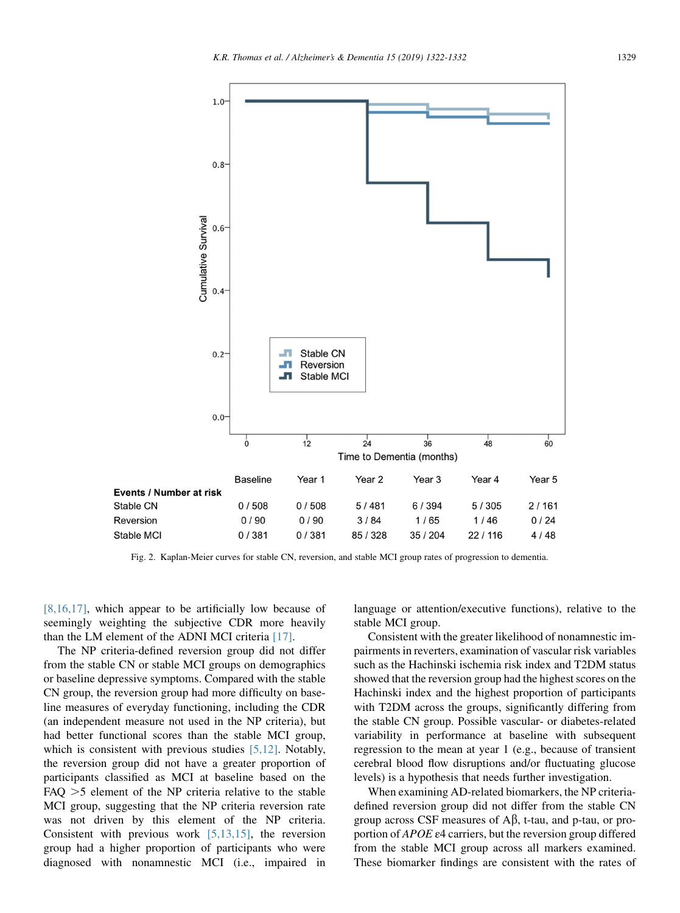| Events / Number at risk | Baseline | Year 1 | Year 2 | Year 3 | Year 4 | Year 5 |
| --- | --- | --- | --- | --- | --- | --- |
| Stable CN | 0 / 508 | 0 / 508 | 5 / 481 | 6 / 394 | 5 / 305 | 2 / 161 |
| Reversion | 0 / 90 | 0 / 90 | 3 / 84 | 1 / 65 | 1 / 46 | 0 / 24 |
| Stable MCI | 0 / 381 | 0 / 381 | 85 / 328 | 35 / 204 | 22 / 116 | 4 / 48 |

Fig. 2. Kaplan-Meier curves for stable CN, reversion, and stable MCI group rates of progression to dementia.

[8,16,17], which appear to be artificially low because of seemingly weighting the subjective CDR more heavily than the LM element of the ADNI MCI criteria [17].

The NP criteria-defined reversion group did not differ from the stable CN or stable MCI groups on demographics or baseline depressive symptoms. Compared with the stable CN group, the reversion group had more difficulty on baseline measures of everyday functioning, including the CDR (an independent measure not used in the NP criteria), but had better functional scores than the stable MCI group, which is consistent with previous studies [5,12]. Notably, the reversion group did not have a greater proportion of participants classified as MCI at baseline based on the FAQ >5 element of the NP criteria relative to the stable MCI group, suggesting that the NP criteria reversion rate was not driven by this element of the NP criteria. Consistent with previous work [5,13,15], the reversion group had a higher proportion of participants who were diagnosed with nonamnestic MCI (i.e., impaired in language or attention/executive functions), relative to the stable MCI group.

Consistent with the greater likelihood of nonamnestic impairments in reverters, examination of vascular risk variables such as the Hachinski ischemia risk index and T2DM status showed that the reversion group had the highest scores on the Hachinski index and the highest proportion of participants with T2DM across the groups, significantly differing from the stable CN group. Possible vascular- or diabetes-related variability in performance at baseline with subsequent regression to the mean at year 1 (e.g., because of transient cerebral blood flow disruptions and/or fluctuating glucose levels) is a hypothesis that needs further investigation.

When examining AD-related biomarkers, the NP criteria-defined reversion group did not differ from the stable CN group across CSF measures of A$\beta$, t-tau, and p-tau, or proportion of *APOE* $\varepsilon$4 carriers, but the reversion group differed from the stable MCI group across all markers examined. These biomarker findings are consistent with the rates of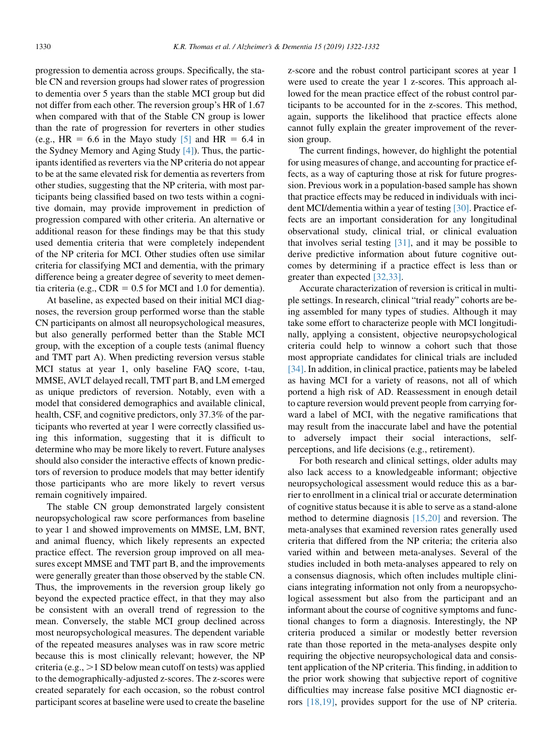progression to dementia across groups. Specifically, the stable CN and reversion groups had slower rates of progression to dementia over 5 years than the stable MCI group but did not differ from each other. The reversion group's HR of 1.67 when compared with that of the Stable CN group is lower than the rate of progression for reverters in other studies (e.g., HR = 6.6 in the Mayo study [5] and HR = 6.4 in the Sydney Memory and Aging Study [4]). Thus, the participants identified as reverters via the NP criteria do not appear to be at the same elevated risk for dementia as reverters from other studies, suggesting that the NP criteria, with most participants being classified based on two tests within a cognitive domain, may provide improvement in prediction of progression compared with other criteria. An alternative or additional reason for these findings may be that this study used dementia criteria that were completely independent of the NP criteria for MCI. Other studies often use similar criteria for classifying MCI and dementia, with the primary difference being a greater degree of severity to meet dementia criteria (e.g., CDR = 0.5 for MCI and 1.0 for dementia).

At baseline, as expected based on their initial MCI diagnoses, the reversion group performed worse than the stable CN participants on almost all neuropsychological measures, but also generally performed better than the Stable MCI group, with the exception of a couple tests (animal fluency and TMT part A). When predicting reversion versus stable MCI status at year 1, only baseline FAQ score, t-tau, MMSE, AVLT delayed recall, TMT part B, and LM emerged as unique predictors of reversion. Notably, even with a model that considered demographics and available clinical, health, CSF, and cognitive predictors, only 37.3% of the participants who reverted at year 1 were correctly classified using this information, suggesting that it is difficult to determine who may be more likely to revert. Future analyses should also consider the interactive effects of known predictors of reversion to produce models that may better identify those participants who are more likely to revert versus remain cognitively impaired.

The stable CN group demonstrated largely consistent neuropsychological raw score performances from baseline to year 1 and showed improvements on MMSE, LM, BNT, and animal fluency, which likely represents an expected practice effect. The reversion group improved on all measures except MMSE and TMT part B, and the improvements were generally greater than those observed by the stable CN. Thus, the improvements in the reversion group likely go beyond the expected practice effect, in that they may also be consistent with an overall trend of regression to the mean. Conversely, the stable MCI group declined across most neuropsychological measures. The dependent variable of the repeated measures analyses was in raw score metric because this is most clinically relevant; however, the NP criteria (e.g., >1 SD below mean cutoff on tests) was applied to the demographically-adjusted z-scores. The z-scores were created separately for each occasion, so the robust control participant scores at baseline were used to create the baseline z-score and the robust control participant scores at year 1 were used to create the year 1 z-scores. This approach allowed for the mean practice effect of the robust control participants to be accounted for in the z-scores. This method, again, supports the likelihood that practice effects alone cannot fully explain the greater improvement of the reversion group.

The current findings, however, do highlight the potential for using measures of change, and accounting for practice effects, as a way of capturing those at risk for future progression. Previous work in a population-based sample has shown that practice effects may be reduced in individuals with incident MCI/dementia within a year of testing [30]. Practice effects are an important consideration for any longitudinal observational study, clinical trial, or clinical evaluation that involves serial testing [31], and it may be possible to derive predictive information about future cognitive outcomes by determining if a practice effect is less than or greater than expected [32,33].

Accurate characterization of reversion is critical in multiple settings. In research, clinical "trial ready" cohorts are being assembled for many types of studies. Although it may take some effort to characterize people with MCI longitudinally, applying a consistent, objective neuropsychological criteria could help to winnow a cohort such that those most appropriate candidates for clinical trials are included [34]. In addition, in clinical practice, patients may be labeled as having MCI for a variety of reasons, not all of which portend a high risk of AD. Reassessment in enough detail to capture reversion would prevent people from carrying forward a label of MCI, with the negative ramifications that may result from the inaccurate label and have the potential to adversely impact their social interactions, self-perceptions, and life decisions (e.g., retirement).

For both research and clinical settings, older adults may also lack access to a knowledgeable informant; objective neuropsychological assessment would reduce this as a barrier to enrollment in a clinical trial or accurate determination of cognitive status because it is able to serve as a stand-alone method to determine diagnosis [15,20] and reversion. The meta-analyses that examined reversion rates generally used criteria that differed from the NP criteria; the criteria also varied within and between meta-analyses. Several of the studies included in both meta-analyses appeared to rely on a consensus diagnosis, which often includes multiple clinicians integrating information not only from a neuropsychological assessment but also from the participant and an informant about the course of cognitive symptoms and functional changes to form a diagnosis. Interestingly, the NP criteria produced a similar or modestly better reversion rate than those reported in the meta-analyses despite only requiring the objective neuropsychological data and consistent application of the NP criteria. This finding, in addition to the prior work showing that subjective report of cognitive difficulties may increase false positive MCI diagnostic errors [18,19], provides support for the use of NP criteria.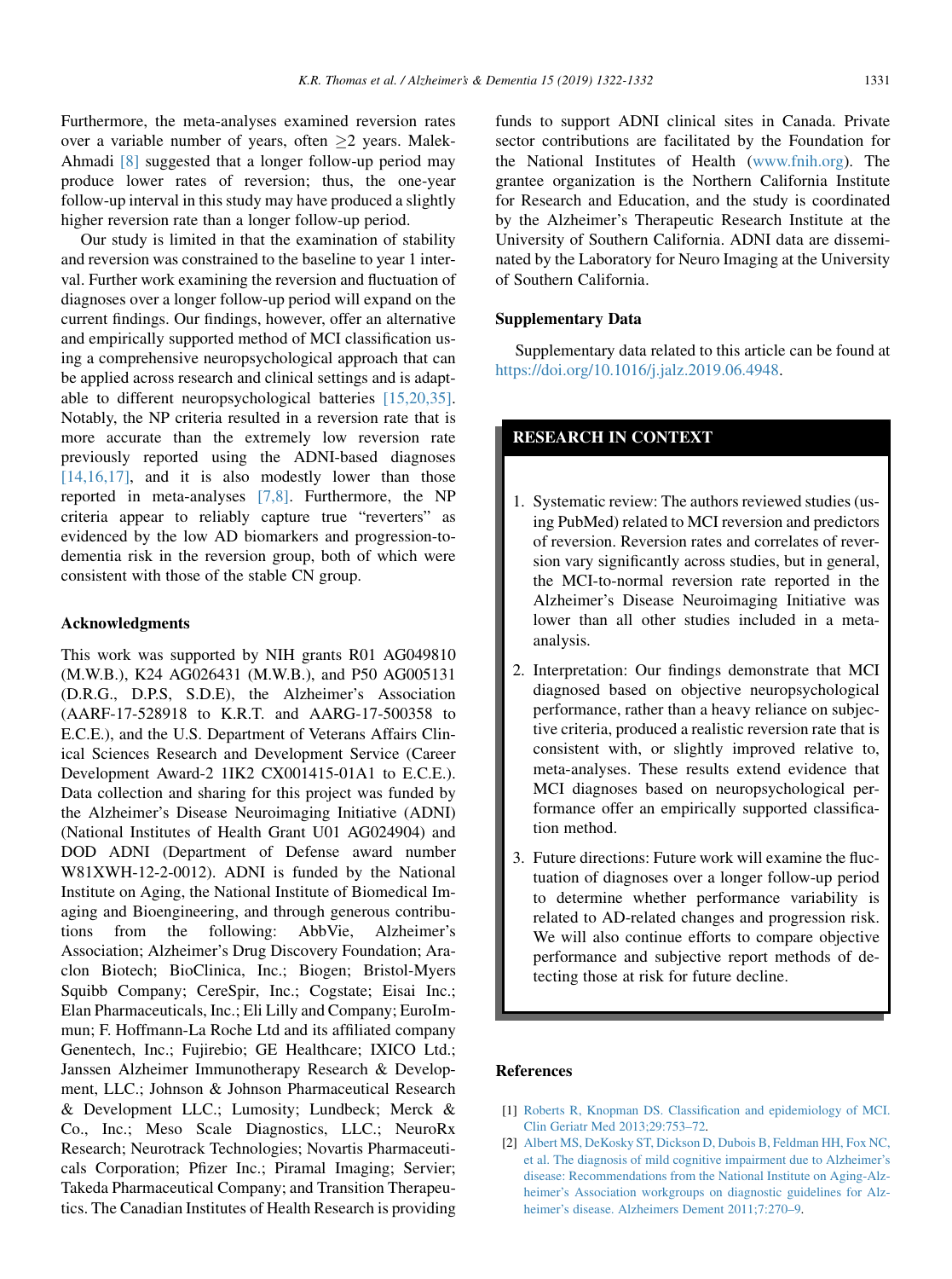Furthermore, the meta-analyses examined reversion rates over a variable number of years, often ≥2 years. Malek-Ahmadi [8] suggested that a longer follow-up period may produce lower rates of reversion; thus, the one-year follow-up interval in this study may have produced a slightly higher reversion rate than a longer follow-up period.

Our study is limited in that the examination of stability and reversion was constrained to the baseline to year 1 interval. Further work examining the reversion and fluctuation of diagnoses over a longer follow-up period will expand on the current findings. Our findings, however, offer an alternative and empirically supported method of MCI classification using a comprehensive neuropsychological approach that can be applied across research and clinical settings and is adaptable to different neuropsychological batteries [15,20,35]. Notably, the NP criteria resulted in a reversion rate that is more accurate than the extremely low reversion rate previously reported using the ADNI-based diagnoses [14,16,17], and it is also modestly lower than those reported in meta-analyses [7,8]. Furthermore, the NP criteria appear to reliably capture true "reverters" as evidenced by the low AD biomarkers and progression-to-dementia risk in the reversion group, both of which were consistent with those of the stable CN group.

## Acknowledgments

This work was supported by NIH grants R01 AG049810 (M.W.B.), K24 AG026431 (M.W.B.), and P50 AG005131 (D.R.G., D.P.S, S.D.E), the Alzheimer's Association (AARF-17-528918 to K.R.T. and AARG-17-500358 to E.C.E.), and the U.S. Department of Veterans Affairs Clinical Sciences Research and Development Service (Career Development Award-2 1IK2 CX001415-01A1 to E.C.E.). Data collection and sharing for this project was funded by the Alzheimer's Disease Neuroimaging Initiative (ADNI) (National Institutes of Health Grant U01 AG024904) and DOD ADNI (Department of Defense award number W81XWH-12-2-0012). ADNI is funded by the National Institute on Aging, the National Institute of Biomedical Imaging and Bioengineering, and through generous contributions from the following: AbbVie, Alzheimer's Association; Alzheimer's Drug Discovery Foundation; Araclon Biotech; BioClinica, Inc.; Biogen; Bristol-Myers Squibb Company; CereSpir, Inc.; Cogstate; Eisai Inc.; Elan Pharmaceuticals, Inc.; Eli Lilly and Company; EuroImmun; F. Hoffmann-La Roche Ltd and its affiliated company Genentech, Inc.; Fujirebio; GE Healthcare; IXICO Ltd.; Janssen Alzheimer Immunotherapy Research & Development, LLC.; Johnson & Johnson Pharmaceutical Research & Development LLC.; Lumosity; Lundbeck; Merck & Co., Inc.; Meso Scale Diagnostics, LLC.; NeuroRx Research; Neurotrack Technologies; Novartis Pharmaceuticals Corporation; Pfizer Inc.; Piramal Imaging; Servier; Takeda Pharmaceutical Company; and Transition Therapeutics. The Canadian Institutes of Health Research is providing funds to support ADNI clinical sites in Canada. Private sector contributions are facilitated by the Foundation for the National Institutes of Health (www.fnih.org). The grantee organization is the Northern California Institute for Research and Education, and the study is coordinated by the Alzheimer's Therapeutic Research Institute at the University of Southern California. ADNI data are disseminated by the Laboratory for Neuro Imaging at the University of Southern California.

## Supplementary Data

Supplementary data related to this article can be found at https://doi.org/10.1016/j.jalz.2019.06.4948.

## RESEARCH IN CONTEXT

1. Systematic review: The authors reviewed studies (using PubMed) related to MCI reversion and predictors of reversion. Reversion rates and correlates of reversion vary significantly across studies, but in general, the MCI-to-normal reversion rate reported in the Alzheimer's Disease Neuroimaging Initiative was lower than all other studies included in a meta-analysis.
2. Interpretation: Our findings demonstrate that MCI diagnosed based on objective neuropsychological performance, rather than a heavy reliance on subjective criteria, produced a realistic reversion rate that is consistent with, or slightly improved relative to, meta-analyses. These results extend evidence that MCI diagnoses based on neuropsychological performance offer an empirically supported classification method.
3. Future directions: Future work will examine the fluctuation of diagnoses over a longer follow-up period to determine whether performance variability is related to AD-related changes and progression risk. We will also continue efforts to compare objective performance and subjective report methods of detecting those at risk for future decline.

## References

[1] Roberts R, Knopman DS. Classification and epidemiology of MCI. Clin Geriatr Med 2013;29:753–72.

[2] Albert MS, DeKosky ST, Dickson D, Dubois B, Feldman HH, Fox NC, et al. The diagnosis of mild cognitive impairment due to Alzheimer's disease: Recommendations from the National Institute on Aging-Alzheimer's Association workgroups on diagnostic guidelines for Alzheimer's disease. Alzheimers Dement 2011;7:270–9.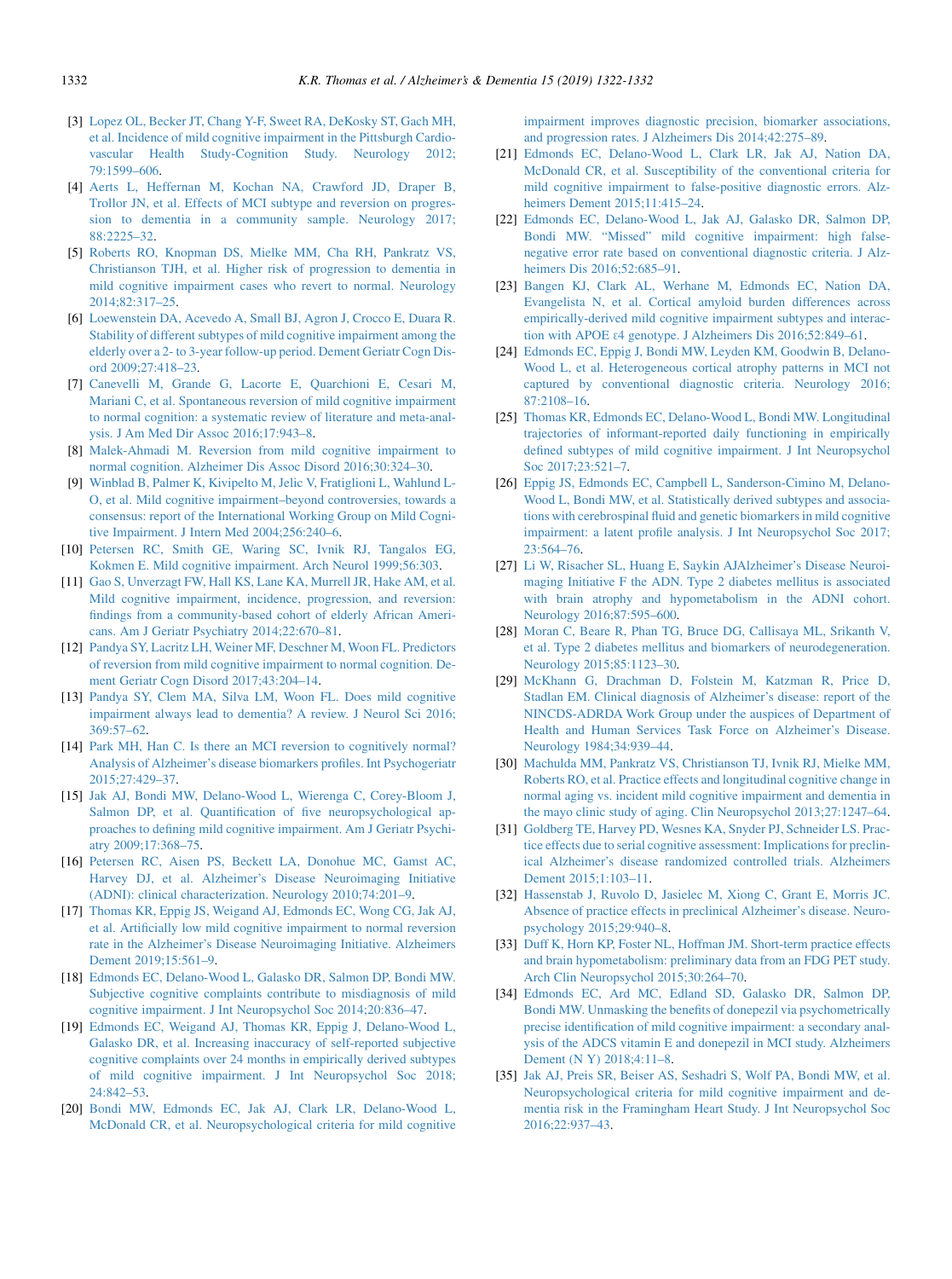[3] Lopez OL, Becker JT, Chang Y-F, Sweet RA, DeKosky ST, Gach MH, et al. Incidence of mild cognitive impairment in the Pittsburgh Cardiovascular Health Study-Cognition Study. Neurology 2012; 79:1599–606.

[4] Aerts L, Heffernan M, Kochan NA, Crawford JD, Draper B, Trollor JN, et al. Effects of MCI subtype and reversion on progression to dementia in a community sample. Neurology 2017; 88:2225–32.

[5] Roberts RO, Knopman DS, Mielke MM, Cha RH, Pankratz VS, Christianson TJH, et al. Higher risk of progression to dementia in mild cognitive impairment cases who revert to normal. Neurology 2014;82:317–25.

[6] Loewenstein DA, Acevedo A, Small BJ, Agron J, Crocco E, Duara R. Stability of different subtypes of mild cognitive impairment among the elderly over a 2- to 3-year follow-up period. Dement Geriatr Cogn Disord 2009;27:418–23.

[7] Canevelli M, Grande G, Lacorte E, Quarchioni E, Cesari M, Mariani C, et al. Spontaneous reversion of mild cognitive impairment to normal cognition: a systematic review of literature and meta-analysis. J Am Med Dir Assoc 2016;17:943–8.

[8] Malek-Ahmadi M. Reversion from mild cognitive impairment to normal cognition. Alzheimer Dis Assoc Disord 2016;30:324–30.

[9] Winblad B, Palmer K, Kivipelto M, Jelic V, Fratiglioni L, Wahlund L-O, et al. Mild cognitive impairment–beyond controversies, towards a consensus: report of the International Working Group on Mild Cognitive Impairment. J Intern Med 2004;256:240–6.

[10] Petersen RC, Smith GE, Waring SC, Ivnik RJ, Tangalos EG, Kokmen E. Mild cognitive impairment. Arch Neurol 1999;56:303.

[11] Gao S, Unverzagt FW, Hall KS, Lane KA, Murrell JR, Hake AM, et al. Mild cognitive impairment, incidence, progression, and reversion: findings from a community-based cohort of elderly African Americans. Am J Geriatr Psychiatry 2014;22:670–81.

[12] Pandya SY, Lacritz LH, Weiner MF, Deschner M, Woon FL. Predictors of reversion from mild cognitive impairment to normal cognition. Dement Geriatr Cogn Disord 2017;43:204–14.

[13] Pandya SY, Clem MA, Silva LM, Woon FL. Does mild cognitive impairment always lead to dementia? A review. J Neurol Sci 2016; 369:57–62.

[14] Park MH, Han C. Is there an MCI reversion to cognitively normal? Analysis of Alzheimer's disease biomarkers profiles. Int Psychogeriatr 2015;27:429–37.

[15] Jak AJ, Bondi MW, Delano-Wood L, Wierenga C, Corey-Bloom J, Salmon DP, et al. Quantification of five neuropsychological approaches to defining mild cognitive impairment. Am J Geriatr Psychiatry 2009;17:368–75.

[16] Petersen RC, Aisen PS, Beckett LA, Donohue MC, Gamst AC, Harvey DJ, et al. Alzheimer's Disease Neuroimaging Initiative (ADNI): clinical characterization. Neurology 2010;74:201–9.

[17] Thomas KR, Eppig JS, Weigand AJ, Edmonds EC, Wong CG, Jak AJ, et al. Artificially low mild cognitive impairment to normal reversion rate in the Alzheimer's Disease Neuroimaging Initiative. Alzheimers Dement 2019;15:561–9.

[18] Edmonds EC, Delano-Wood L, Galasko DR, Salmon DP, Bondi MW. Subjective cognitive complaints contribute to misdiagnosis of mild cognitive impairment. J Int Neuropsychol Soc 2014;20:836–47.

[19] Edmonds EC, Weigand AJ, Thomas KR, Eppig J, Delano-Wood L, Galasko DR, et al. Increasing inaccuracy of self-reported subjective cognitive complaints over 24 months in empirically derived subtypes of mild cognitive impairment. J Int Neuropsychol Soc 2018; 24:842–53.

[20] Bondi MW, Edmonds EC, Jak AJ, Clark LR, Delano-Wood L, McDonald CR, et al. Neuropsychological criteria for mild cognitive impairment improves diagnostic precision, biomarker associations, and progression rates. J Alzheimers Dis 2014;42:275–89.

[21] Edmonds EC, Delano-Wood L, Clark LR, Jak AJ, Nation DA, McDonald CR, et al. Susceptibility of the conventional criteria for mild cognitive impairment to false-positive diagnostic errors. Alzheimers Dement 2015;11:415–24.

[22] Edmonds EC, Delano-Wood L, Jak AJ, Galasko DR, Salmon DP, Bondi MW. "Missed" mild cognitive impairment: high false-negative error rate based on conventional diagnostic criteria. J Alzheimers Dis 2016;52:685–91.

[23] Bangen KJ, Clark AL, Werhane M, Edmonds EC, Nation DA, Evangelista N, et al. Cortical amyloid burden differences across empirically-derived mild cognitive impairment subtypes and interaction with APOE ε4 genotype. J Alzheimers Dis 2016;52:849–61.

[24] Edmonds EC, Eppig J, Bondi MW, Leyden KM, Goodwin B, Delano-Wood L, et al. Heterogeneous cortical atrophy patterns in MCI not captured by conventional diagnostic criteria. Neurology 2016; 87:2108–16.

[25] Thomas KR, Edmonds EC, Delano-Wood L, Bondi MW. Longitudinal trajectories of informant-reported daily functioning in empirically defined subtypes of mild cognitive impairment. J Int Neuropsychol Soc 2017;23:521–7.

[26] Eppig JS, Edmonds EC, Campbell L, Sanderson-Cimino M, Delano-Wood L, Bondi MW, et al. Statistically derived subtypes and associations with cerebrospinal fluid and genetic biomarkers in mild cognitive impairment: a latent profile analysis. J Int Neuropsychol Soc 2017; 23:564–76.

[27] Li W, Risacher SL, Huang E, Saykin AJAlzheimer's Disease Neuroimaging Initiative F the ADN. Type 2 diabetes mellitus is associated with brain atrophy and hypometabolism in the ADNI cohort. Neurology 2016;87:595–600.

[28] Moran C, Beare R, Phan TG, Bruce DG, Callisaya ML, Srikanth V, et al. Type 2 diabetes mellitus and biomarkers of neurodegeneration. Neurology 2015;85:1123–30.

[29] McKhann G, Drachman D, Folstein M, Katzman R, Price D, Stadlan EM. Clinical diagnosis of Alzheimer's disease: report of the NINCDS-ADRDA Work Group under the auspices of Department of Health and Human Services Task Force on Alzheimer's Disease. Neurology 1984;34:939–44.

[30] Machulda MM, Pankratz VS, Christianson TJ, Ivnik RJ, Mielke MM, Roberts RO, et al. Practice effects and longitudinal cognitive change in normal aging vs. incident mild cognitive impairment and dementia in the mayo clinic study of aging. Clin Neuropsychol 2013;27:1247–64.

[31] Goldberg TE, Harvey PD, Wesnes KA, Snyder PJ, Schneider LS. Practice effects due to serial cognitive assessment: Implications for preclinical Alzheimer's disease randomized controlled trials. Alzheimers Dement 2015;1:103–11.

[32] Hassenstab J, Ruvolo D, Jasielec M, Xiong C, Grant E, Morris JC. Absence of practice effects in preclinical Alzheimer's disease. Neuropsychology 2015;29:940–8.

[33] Duff K, Horn KP, Foster NL, Hoffman JM. Short-term practice effects and brain hypometabolism: preliminary data from an FDG PET study. Arch Clin Neuropsychol 2015;30:264–70.

[34] Edmonds EC, Ard MC, Edland SD, Galasko DR, Salmon DP, Bondi MW. Unmasking the benefits of donepezil via psychometrically precise identification of mild cognitive impairment: a secondary analysis of the ADCS vitamin E and donepezil in MCI study. Alzheimers Dement (N Y) 2018;4:11–8.

[35] Jak AJ, Preis SR, Beiser AS, Seshadri S, Wolf PA, Bondi MW, et al. Neuropsychological criteria for mild cognitive impairment and dementia risk in the Framingham Heart Study. J Int Neuropsychol Soc 2016;22:937–43.